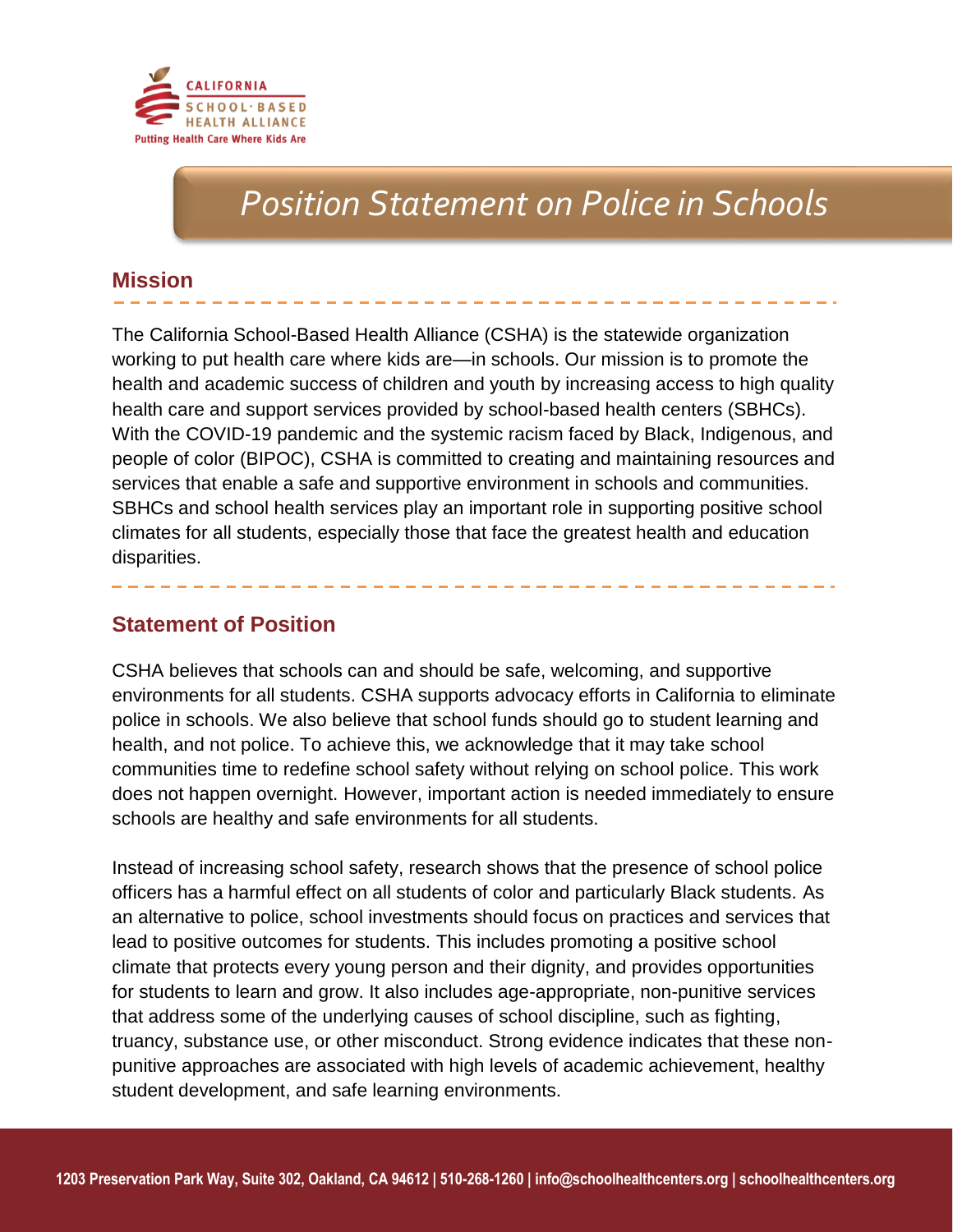# Position Statement on Police in Schools

## Mission

The California School-Based Health Alliance (CSHA) is the statewide organization working to put health care where kids are—in schools. Our mission is to promote the health and academic success of children and youth by increasing access to high quality health care and support services provided by school-based health centers (SBHCs). With the COVID-19 pandemic and the systemic racism faced by Black, Indigenous, and people of color (BIPOC), CSHA is committed to creating and maintaining resources and services that enable a safe and supportive environment in schools and communities. SBHCs and school health services play an important role in supporting positive school climates for all students, especially those that face the greatest health and education disparities.

## Statement of Position

CSHA believes that schools can and should be safe, welcoming, and supportive environments for all students. CSHA supports advocacy efforts in California to eliminate police in schools. We also believe that school funds should go to student learning and health, and not police. To achieve this, we acknowledge that it may take school communities time to redefine school safety without relying on school police. This work does not happen overnight. However, important action is needed immediately to ensure schools are healthy and safe environments for all students.

Instead of increasing school safety, research shows that the presence of school police officers has a harmful effect on all students of color and particularly Black students. As an alternative to police, school investments should focus on practices and services that lead to positive outcomes for students. This includes promoting a positive school climate that protects every young person and their dignity, and provides opportunities for students to learn and grow. It also includes age-appropriate, non-punitive services that address some of the underlying causes of school discipline, such as fighting, truancy, substance use, or other misconduct. Strong evidence indicates that these non-punitive approaches are associated with high levels of academic achievement, healthy student development, and safe learning environments.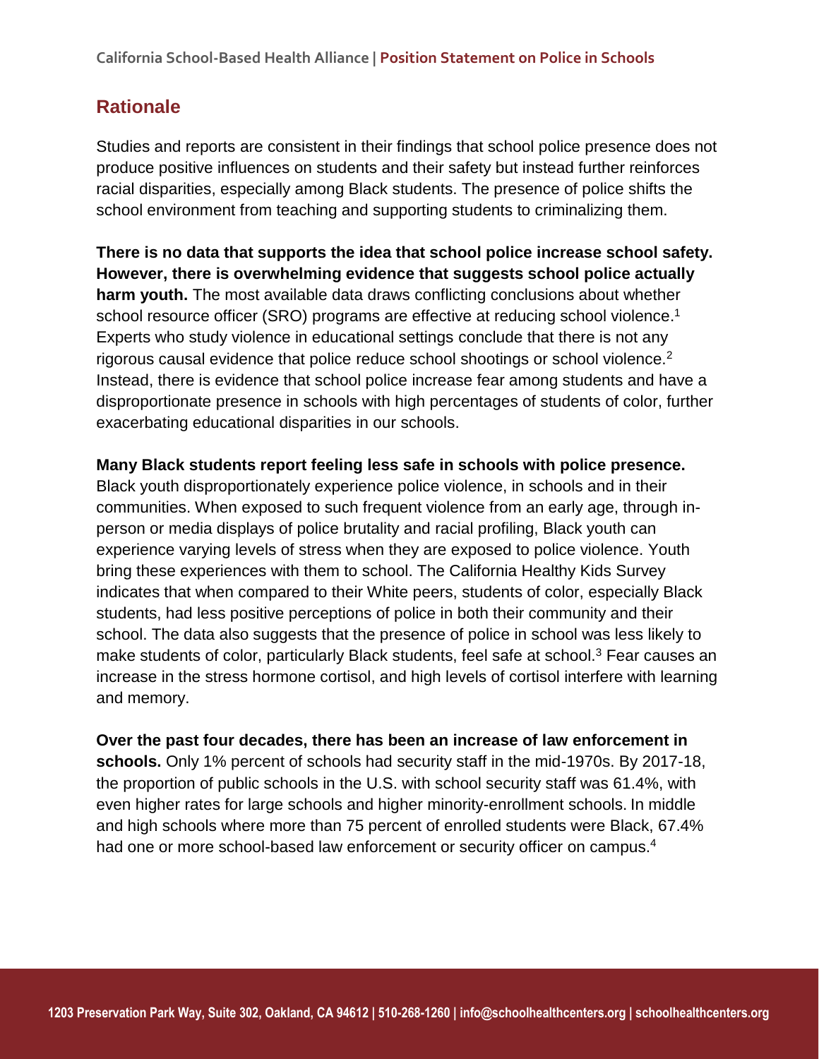## Rationale

Studies and reports are consistent in their findings that school police presence does not produce positive influences on students and their safety but instead further reinforces racial disparities, especially among Black students. The presence of police shifts the school environment from teaching and supporting students to criminalizing them.

**There is no data that supports the idea that school police increase school safety. However, there is overwhelming evidence that suggests school police actually harm youth.** The most available data draws conflicting conclusions about whether school resource officer (SRO) programs are effective at reducing school violence.[1] Experts who study violence in educational settings conclude that there is not any rigorous causal evidence that police reduce school shootings or school violence.[2] Instead, there is evidence that school police increase fear among students and have a disproportionate presence in schools with high percentages of students of color, further exacerbating educational disparities in our schools.

**Many Black students report feeling less safe in schools with police presence.** Black youth disproportionately experience police violence, in schools and in their communities. When exposed to such frequent violence from an early age, through in-person or media displays of police brutality and racial profiling, Black youth can experience varying levels of stress when they are exposed to police violence. Youth bring these experiences with them to school. The California Healthy Kids Survey indicates that when compared to their White peers, students of color, especially Black students, had less positive perceptions of police in both their community and their school. The data also suggests that the presence of police in school was less likely to make students of color, particularly Black students, feel safe at school.[3] Fear causes an increase in the stress hormone cortisol, and high levels of cortisol interfere with learning and memory.

**Over the past four decades, there has been an increase of law enforcement in schools.** Only 1% percent of schools had security staff in the mid-1970s. By 2017-18, the proportion of public schools in the U.S. with school security staff was 61.4%, with even higher rates for large schools and higher minority-enrollment schools. In middle and high schools where more than 75 percent of enrolled students were Black, 67.4% had one or more school-based law enforcement or security officer on campus.[4]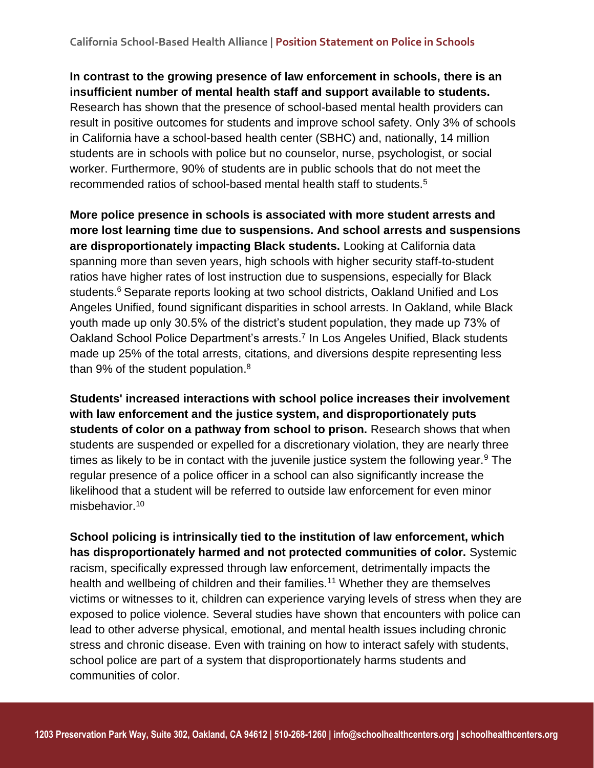**In contrast to the growing presence of law enforcement in schools, there is an insufficient number of mental health staff and support available to students.** Research has shown that the presence of school-based mental health providers can result in positive outcomes for students and improve school safety. Only 3% of schools in California have a school-based health center (SBHC) and, nationally, 14 million students are in schools with police but no counselor, nurse, psychologist, or social worker. Furthermore, 90% of students are in public schools that do not meet the recommended ratios of school-based mental health staff to students.[5]

**More police presence in schools is associated with more student arrests and more lost learning time due to suspensions. And school arrests and suspensions are disproportionately impacting Black students.** Looking at California data spanning more than seven years, high schools with higher security staff-to-student ratios have higher rates of lost instruction due to suspensions, especially for Black students.[6] Separate reports looking at two school districts, Oakland Unified and Los Angeles Unified, found significant disparities in school arrests. In Oakland, while Black youth made up only 30.5% of the district's student population, they made up 73% of Oakland School Police Department's arrests.[7] In Los Angeles Unified, Black students made up 25% of the total arrests, citations, and diversions despite representing less than 9% of the student population.[8]

**Students' increased interactions with school police increases their involvement with law enforcement and the justice system, and disproportionately puts students of color on a pathway from school to prison.** Research shows that when students are suspended or expelled for a discretionary violation, they are nearly three times as likely to be in contact with the juvenile justice system the following year.[9] The regular presence of a police officer in a school can also significantly increase the likelihood that a student will be referred to outside law enforcement for even minor misbehavior.[10]

**School policing is intrinsically tied to the institution of law enforcement, which has disproportionately harmed and not protected communities of color.** Systemic racism, specifically expressed through law enforcement, detrimentally impacts the health and wellbeing of children and their families.[11] Whether they are themselves victims or witnesses to it, children can experience varying levels of stress when they are exposed to police violence. Several studies have shown that encounters with police can lead to other adverse physical, emotional, and mental health issues including chronic stress and chronic disease. Even with training on how to interact safely with students, school police are part of a system that disproportionately harms students and communities of color.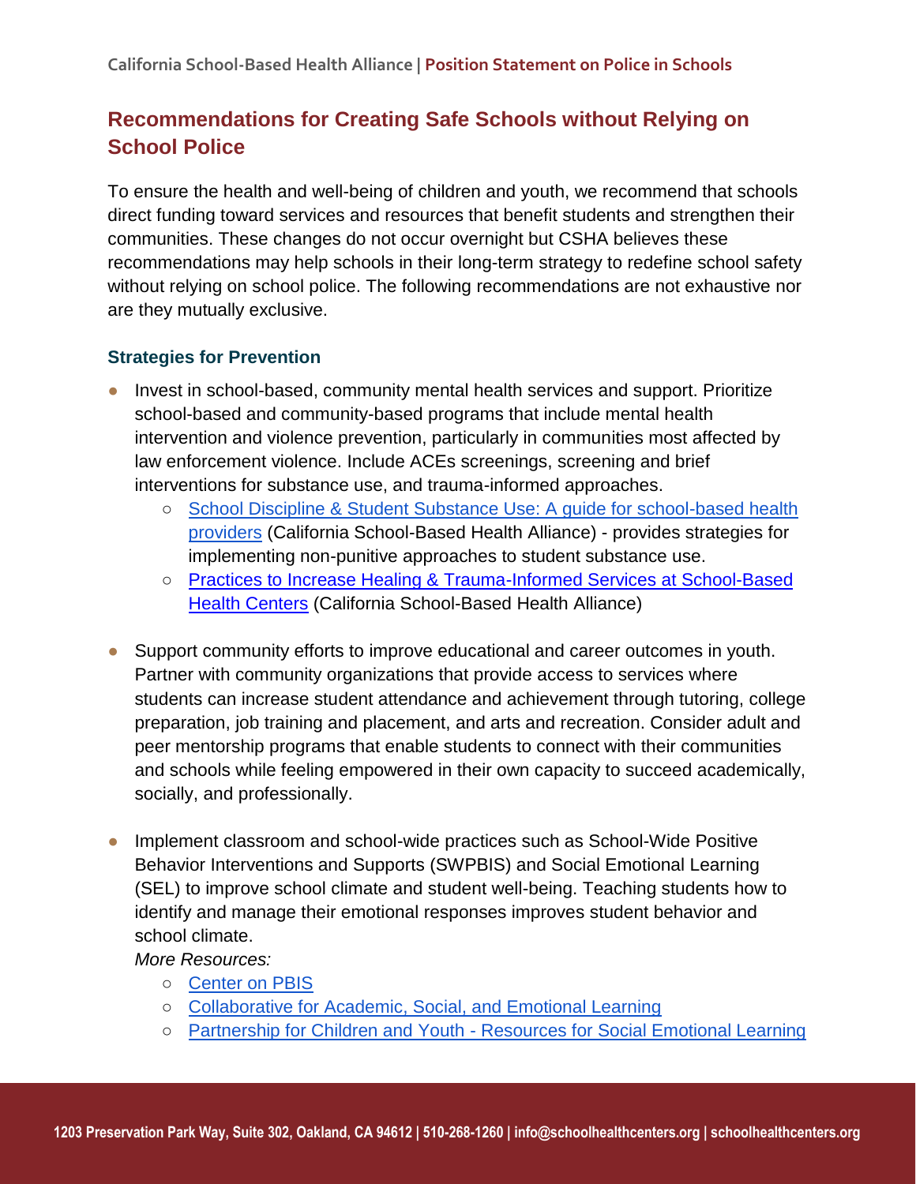## Recommendations for Creating Safe Schools without Relying on School Police

To ensure the health and well-being of children and youth, we recommend that schools direct funding toward services and resources that benefit students and strengthen their communities. These changes do not occur overnight but CSHA believes these recommendations may help schools in their long-term strategy to redefine school safety without relying on school police. The following recommendations are not exhaustive nor are they mutually exclusive.

### Strategies for Prevention

- Invest in school-based, community mental health services and support. Prioritize school-based and community-based programs that include mental health intervention and violence prevention, particularly in communities most affected by law enforcement violence. Include ACEs screenings, screening and brief interventions for substance use, and trauma-informed approaches.
  - School Discipline & Student Substance Use: A guide for school-based health providers (California School-Based Health Alliance) - provides strategies for implementing non-punitive approaches to student substance use.
  - Practices to Increase Healing & Trauma-Informed Services at School-Based Health Centers (California School-Based Health Alliance)

- Support community efforts to improve educational and career outcomes in youth. Partner with community organizations that provide access to services where students can increase student attendance and achievement through tutoring, college preparation, job training and placement, and arts and recreation. Consider adult and peer mentorship programs that enable students to connect with their communities and schools while feeling empowered in their own capacity to succeed academically, socially, and professionally.

- Implement classroom and school-wide practices such as School-Wide Positive Behavior Interventions and Supports (SWPBIS) and Social Emotional Learning (SEL) to improve school climate and student well-being. Teaching students how to identify and manage their emotional responses improves student behavior and school climate.
  *More Resources:*
  - Center on PBIS
  - Collaborative for Academic, Social, and Emotional Learning
  - Partnership for Children and Youth - Resources for Social Emotional Learning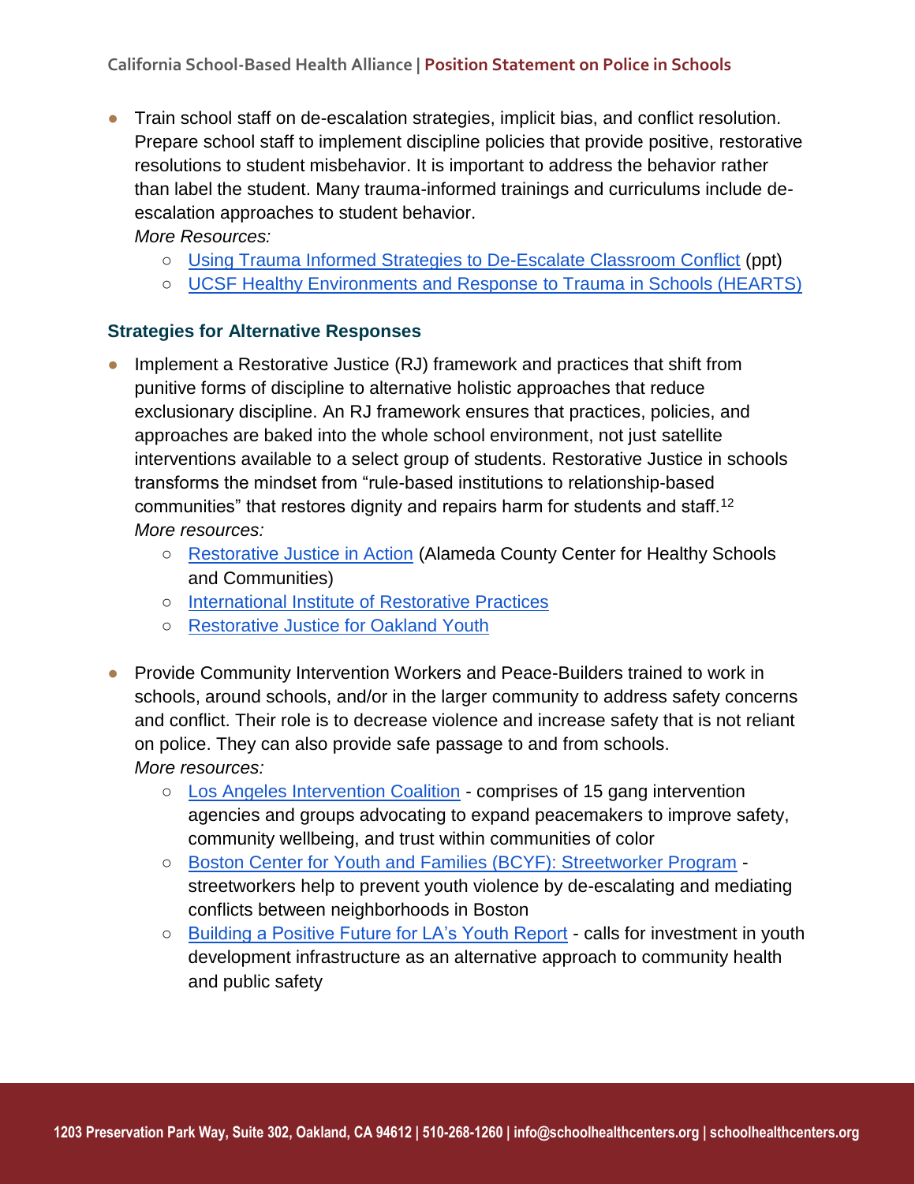- Train school staff on de-escalation strategies, implicit bias, and conflict resolution. Prepare school staff to implement discipline policies that provide positive, restorative resolutions to student misbehavior. It is important to address the behavior rather than label the student. Many trauma-informed trainings and curriculums include de-escalation approaches to student behavior.
  *More Resources:*
  - Using Trauma Informed Strategies to De-Escalate Classroom Conflict (ppt)
  - UCSF Healthy Environments and Response to Trauma in Schools (HEARTS)

### Strategies for Alternative Responses

- Implement a Restorative Justice (RJ) framework and practices that shift from punitive forms of discipline to alternative holistic approaches that reduce exclusionary discipline. An RJ framework ensures that practices, policies, and approaches are baked into the whole school environment, not just satellite interventions available to a select group of students. Restorative Justice in schools transforms the mindset from "rule-based institutions to relationship-based communities" that restores dignity and repairs harm for students and staff.[12]
  *More resources:*
  - Restorative Justice in Action (Alameda County Center for Healthy Schools and Communities)
  - International Institute of Restorative Practices
  - Restorative Justice for Oakland Youth

- Provide Community Intervention Workers and Peace-Builders trained to work in schools, around schools, and/or in the larger community to address safety concerns and conflict. Their role is to decrease violence and increase safety that is not reliant on police. They can also provide safe passage to and from schools.
  *More resources:*
  - Los Angeles Intervention Coalition - comprises of 15 gang intervention agencies and groups advocating to expand peacemakers to improve safety, community wellbeing, and trust within communities of color
  - Boston Center for Youth and Families (BCYF): Streetworker Program - streetworkers help to prevent youth violence by de-escalating and mediating conflicts between neighborhoods in Boston
  - Building a Positive Future for LA's Youth Report - calls for investment in youth development infrastructure as an alternative approach to community health and public safety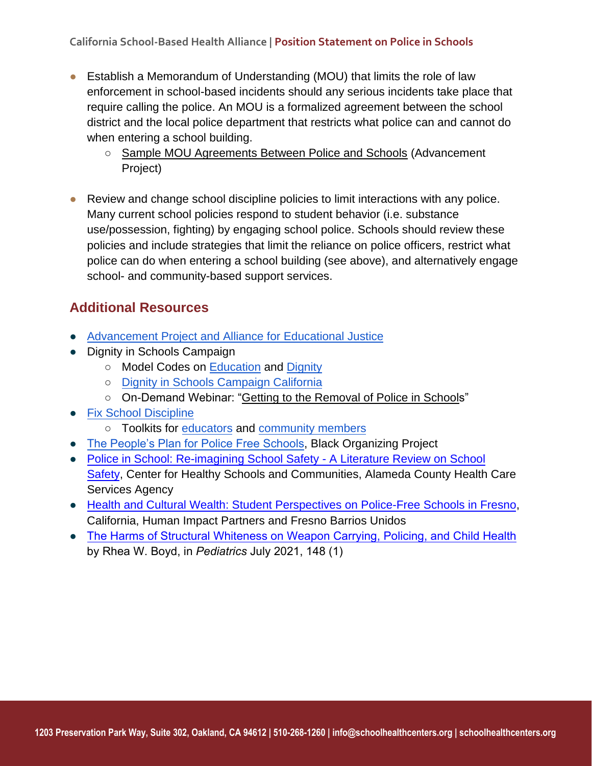- Establish a Memorandum of Understanding (MOU) that limits the role of law enforcement in school-based incidents should any serious incidents take place that require calling the police. An MOU is a formalized agreement between the school district and the local police department that restricts what police can and cannot do when entering a school building.
    - Sample MOU Agreements Between Police and Schools (Advancement Project)

- Review and change school discipline policies to limit interactions with any police. Many current school policies respond to student behavior (i.e. substance use/possession, fighting) by engaging school police. Schools should review these policies and include strategies that limit the reliance on police officers, restrict what police can do when entering a school building (see above), and alternatively engage school- and community-based support services.

## Additional Resources

- Advancement Project and Alliance for Educational Justice
- Dignity in Schools Campaign
    - Model Codes on Education and Dignity
    - Dignity in Schools Campaign California
    - On-Demand Webinar: "Getting to the Removal of Police in Schools"
- Fix School Discipline
    - Toolkits for educators and community members
- The People's Plan for Police Free Schools, Black Organizing Project
- Police in School: Re-imagining School Safety - A Literature Review on School Safety, Center for Healthy Schools and Communities, Alameda County Health Care Services Agency
- Health and Cultural Wealth: Student Perspectives on Police-Free Schools in Fresno, California, Human Impact Partners and Fresno Barrios Unidos
- The Harms of Structural Whiteness on Weapon Carrying, Policing, and Child Health by Rhea W. Boyd, in *Pediatrics* July 2021, 148 (1)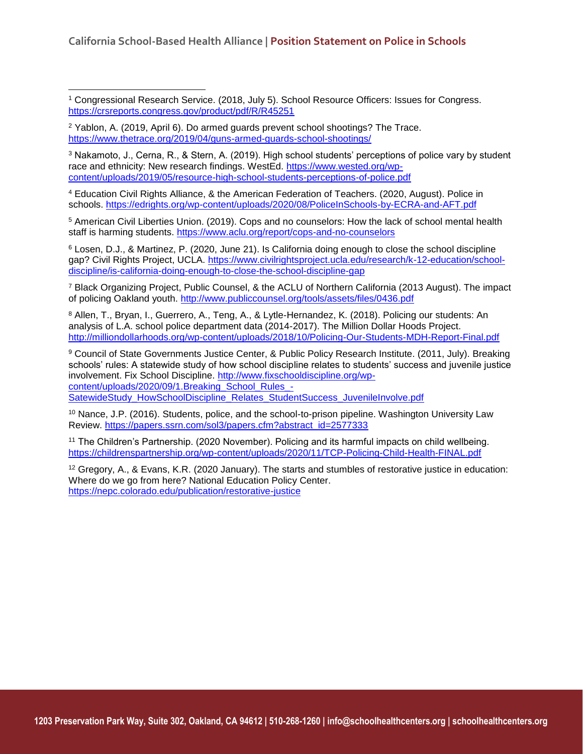[1] Congressional Research Service. (2018, July 5). School Resource Officers: Issues for Congress. https://crsreports.congress.gov/product/pdf/R/R45251

[2] Yablon, A. (2019, April 6). Do armed guards prevent school shootings? The Trace. https://www.thetrace.org/2019/04/guns-armed-guards-school-shootings/

[3] Nakamoto, J., Cerna, R., & Stern, A. (2019). High school students' perceptions of police vary by student race and ethnicity: New research findings. WestEd. https://www.wested.org/wp-content/uploads/2019/05/resource-high-school-students-perceptions-of-police.pdf

[4] Education Civil Rights Alliance, & the American Federation of Teachers. (2020, August). Police in schools. https://edrights.org/wp-content/uploads/2020/08/PoliceInSchools-by-ECRA-and-AFT.pdf

[5] American Civil Liberties Union. (2019). Cops and no counselors: How the lack of school mental health staff is harming students. https://www.aclu.org/report/cops-and-no-counselors

[6] Losen, D.J., & Martinez, P. (2020, June 21). Is California doing enough to close the school discipline gap? Civil Rights Project, UCLA. https://www.civilrightsproject.ucla.edu/research/k-12-education/school-discipline/is-california-doing-enough-to-close-the-school-discipline-gap

[7] Black Organizing Project, Public Counsel, & the ACLU of Northern California (2013 August). The impact of policing Oakland youth. http://www.publiccounsel.org/tools/assets/files/0436.pdf

[8] Allen, T., Bryan, I., Guerrero, A., Teng, A., & Lytle-Hernandez, K. (2018). Policing our students: An analysis of L.A. school police department data (2014-2017). The Million Dollar Hoods Project. http://milliondollarhoods.org/wp-content/uploads/2018/10/Policing-Our-Students-MDH-Report-Final.pdf

[9] Council of State Governments Justice Center, & Public Policy Research Institute. (2011, July). Breaking schools' rules: A statewide study of how school discipline relates to students' success and juvenile justice involvement. Fix School Discipline. http://www.fixschooldiscipline.org/wp-content/uploads/2020/09/1.Breaking_School_Rules_-SatewideStudy_HowSchoolDiscipline_Relates_StudentSuccess_JuvenileInvolve.pdf

[10] Nance, J.P. (2016). Students, police, and the school-to-prison pipeline. Washington University Law Review. https://papers.ssrn.com/sol3/papers.cfm?abstract_id=2577333

[11] The Children's Partnership. (2020 November). Policing and its harmful impacts on child wellbeing. https://childrenspartnership.org/wp-content/uploads/2020/11/TCP-Policing-Child-Health-FINAL.pdf

[12] Gregory, A., & Evans, K.R. (2020 January). The starts and stumbles of restorative justice in education: Where do we go from here? National Education Policy Center. https://nepc.colorado.edu/publication/restorative-justice

**1203 Preservation Park Way, Suite 302, Oakland, CA 94612 | 510-268-1260 | info@schoolhealthcenters.org | schoolhealthcenters.org**